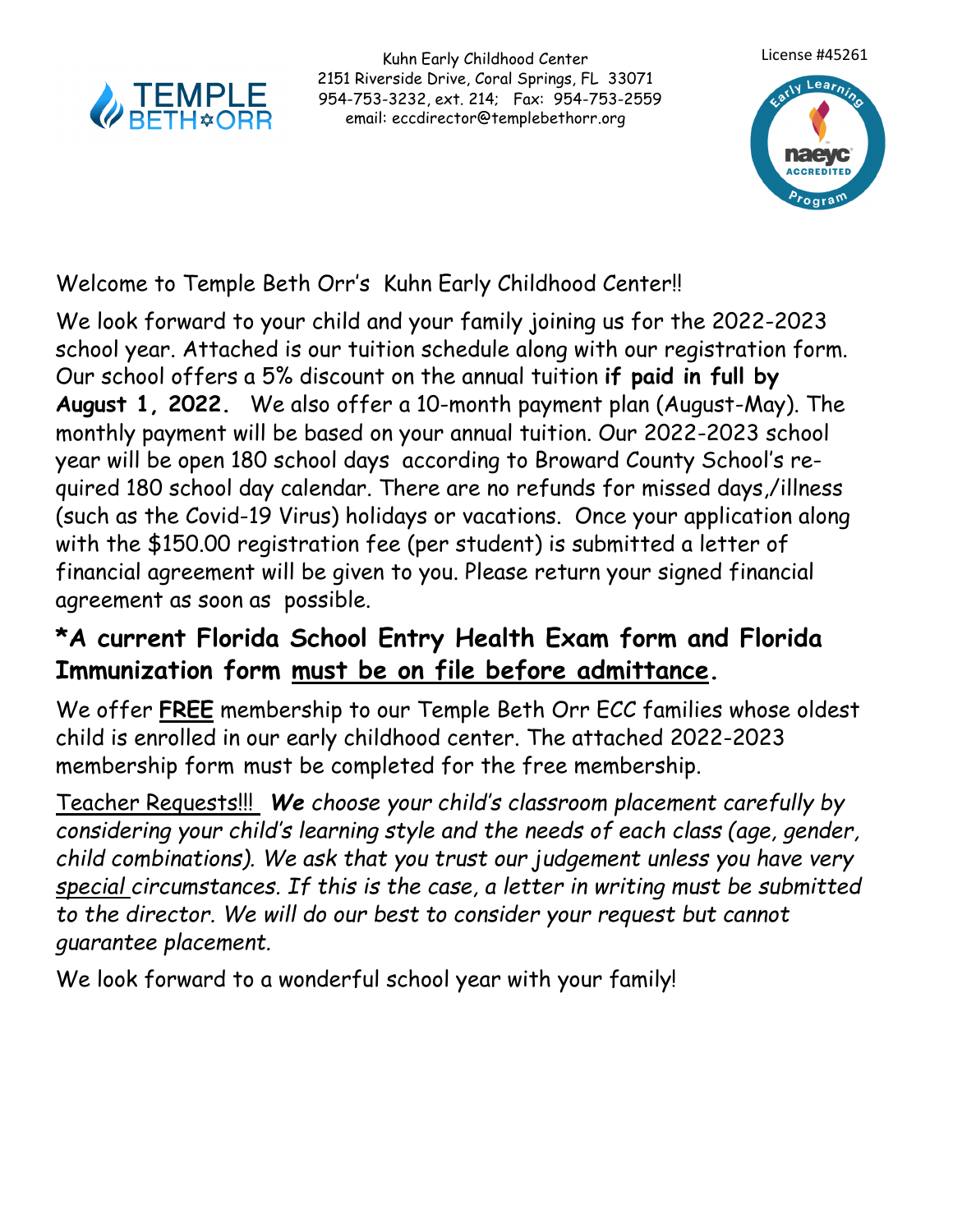Kuhn Early Childhood Center
2151 Riverside Drive, Coral Springs, FL 33071
954-753-3232, ext. 214; Fax: 954-753-2559
email: eccdirector@templebethorr.org

License #45261

Welcome to Temple Beth Orr's Kuhn Early Childhood Center!!

We look forward to your child and your family joining us for the 2022-2023 school year. Attached is our tuition schedule along with our registration form. Our school offers a 5% discount on the annual tuition **if paid in full by August 1, 2022.** We also offer a 10-month payment plan (August-May). The monthly payment will be based on your annual tuition. Our 2022-2023 school year will be open 180 school days according to Broward County School's required 180 school day calendar. There are no refunds for missed days,/illness (such as the Covid-19 Virus) holidays or vacations. Once your application along with the $150.00 registration fee (per student) is submitted a letter of financial agreement will be given to you. Please return your signed financial agreement as soon as possible.

## *A current Florida School Entry Health Exam form and Florida Immunization form <u>must be on file before admittance</u>.

We offer **<u>FREE</u>** membership to our Temple Beth Orr ECC families whose oldest child is enrolled in our early childhood center. The attached 2022-2023 membership form must be completed for the free membership.

<u>Teacher Requests!!!</u> ***We*** *choose your child's classroom placement carefully by considering your child's learning style and the needs of each class (age, gender, child combinations). We ask that you trust our judgement unless you have very <u>special</u> circumstances. If this is the case, a letter in writing must be submitted to the director. We will do our best to consider your request but cannot guarantee placement.*

We look forward to a wonderful school year with your family!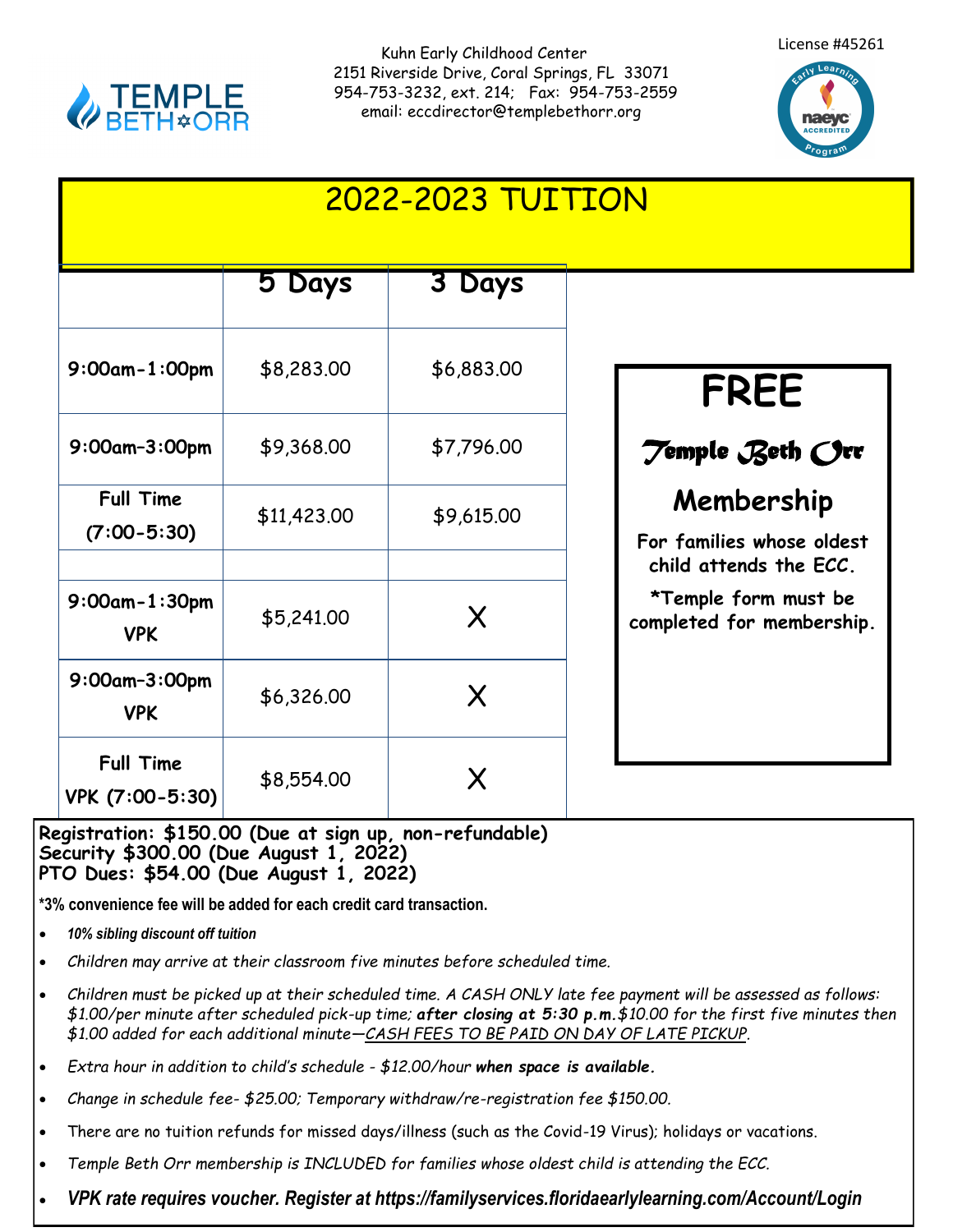Kuhn Early Childhood Center
2151 Riverside Drive, Coral Springs, FL 33071
954-753-3232, ext. 214; Fax: 954-753-2559
email: eccdirector@templebethorr.org

License #45261

# 2022-2023 TUITION

| | 5 Days | 3 Days |
|---|---|---|
| **9:00am-1:00pm** | $8,283.00 | $6,883.00 |
| **9:00am-3:00pm** | $9,368.00 | $7,796.00 |
| **Full Time (7:00-5:30)** | $11,423.00 | $9,615.00 |
| | | |
| **9:00am-1:30pm VPK** | $5,241.00 | X |
| **9:00am-3:00pm VPK** | $6,326.00 | X |
| **Full Time VPK (7:00-5:30)** | $8,554.00 | X |

**FREE**

***Temple Beth Orr***

**Membership**

**For families whose oldest child attends the ECC.**

**\*Temple form must be completed for membership.**

**Registration: $150.00 (Due at sign up, non-refundable)**
**Security $300.00 (Due August 1, 2022)**
**PTO Dues: $54.00 (Due August 1, 2022)**

**\*3% convenience fee will be added for each credit card transaction.**

- ***10% sibling discount off tuition***
- *Children may arrive at their classroom five minutes before scheduled time.*
- *Children must be picked up at their scheduled time. A CASH ONLY late fee payment will be assessed as follows: $1.00/per minute after scheduled pick-up time; **after closing at 5:30 p.m.**$10.00 for the first five minutes then $1.00 added for each additional minute—CASH FEES TO BE PAID ON DAY OF LATE PICKUP.*
- *Extra hour in addition to child's schedule - $12.00/hour **when space is available.***
- *Change in schedule fee- $25.00; Temporary withdraw/re-registration fee $150.00.*
- There are no tuition refunds for missed days/illness (such as the Covid-19 Virus); holidays or vacations.
- *Temple Beth Orr membership is INCLUDED for families whose oldest child is attending the ECC.*
- ***VPK rate requires voucher. Register at https://familyservices.floridaearlylearning.com/Account/Login***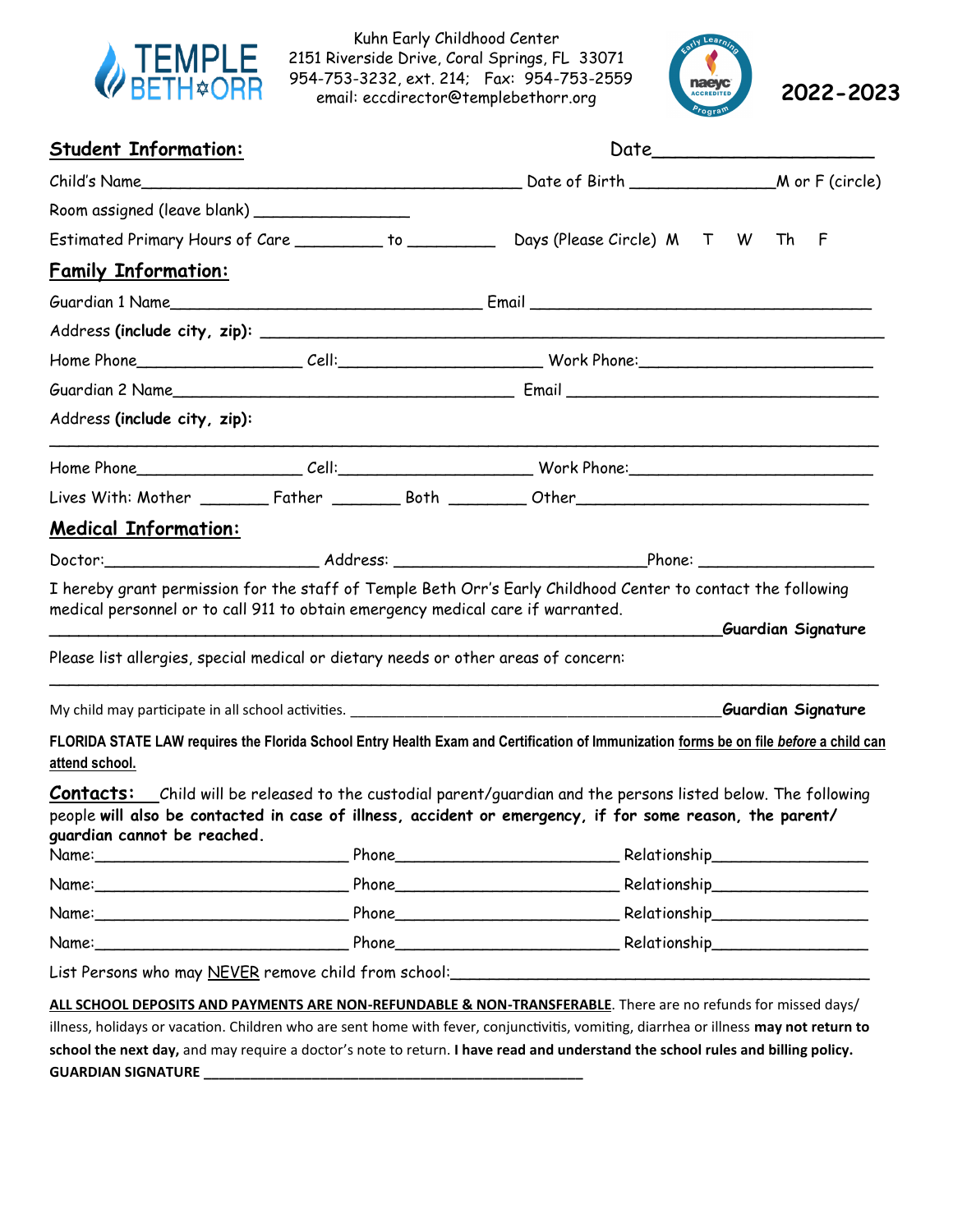TEMPLE BETH ORR

Kuhn Early Childhood Center
2151 Riverside Drive, Coral Springs, FL 33071
954-753-3232, ext. 214; Fax: 954-753-2559
email: eccdirector@templebethorr.org

**2022-2023**

## Student Information:

Date____________________

Child's Name_________________________________________ Date of Birth _______________M or F (circle)

Room assigned (leave blank) ________________

Estimated Primary Hours of Care _________ to _________ Days (Please Circle) M T W Th F

## Family Information:

Guardian 1 Name___________________________________ Email _____________________________________

Address **(include city, zip):** ________________________________________________________________

Home Phone__________________ Cell:_____________________ Work Phone:________________________

Guardian 2 Name______________________________________ Email __________________________________

Address **(include city, zip):**

_____________________________________________________________________________________________

Home Phone__________________ Cell:_____________________ Work Phone:________________________

Lives With: Mother _______ Father _______ Both ________ Other______________________________

## Medical Information:

Doctor:______________________ Address: ___________________________Phone: ___________________

I hereby grant permission for the staff of Temple Beth Orr's Early Childhood Center to contact the following medical personnel or to call 911 to obtain emergency medical care if warranted.

_________________________________________________________________________**Guardian Signature**

Please list allergies, special medical or dietary needs or other areas of concern:

_____________________________________________________________________________________________

My child may participate in all school activities. _________________________________________**Guardian Signature**

**FLORIDA STATE LAW requires the Florida School Entry Health Exam and Certification of Immunization forms be on file *before* a child can attend school.**

**Contacts:** Child will be released to the custodial parent/guardian and the persons listed below. The following people **will also be contacted in case of illness, accident or emergency, if for some reason, the parent/ guardian cannot be reached.**

Name:____________________________ Phone________________________ Relationship________________

Name:____________________________ Phone________________________ Relationship________________

Name:____________________________ Phone________________________ Relationship________________

Name:____________________________ Phone________________________ Relationship________________

List Persons who may NEVER remove child from school:_____________________________________________

**ALL SCHOOL DEPOSITS AND PAYMENTS ARE NON-REFUNDABLE & NON-TRANSFERABLE**. There are no refunds for missed days/ illness, holidays or vacation. Children who are sent home with fever, conjunctivitis, vomiting, diarrhea or illness **may not return to school the next day,** and may require a doctor's note to return. **I have read and understand the school rules and billing policy.**

**GUARDIAN SIGNATURE** _____________________________________________